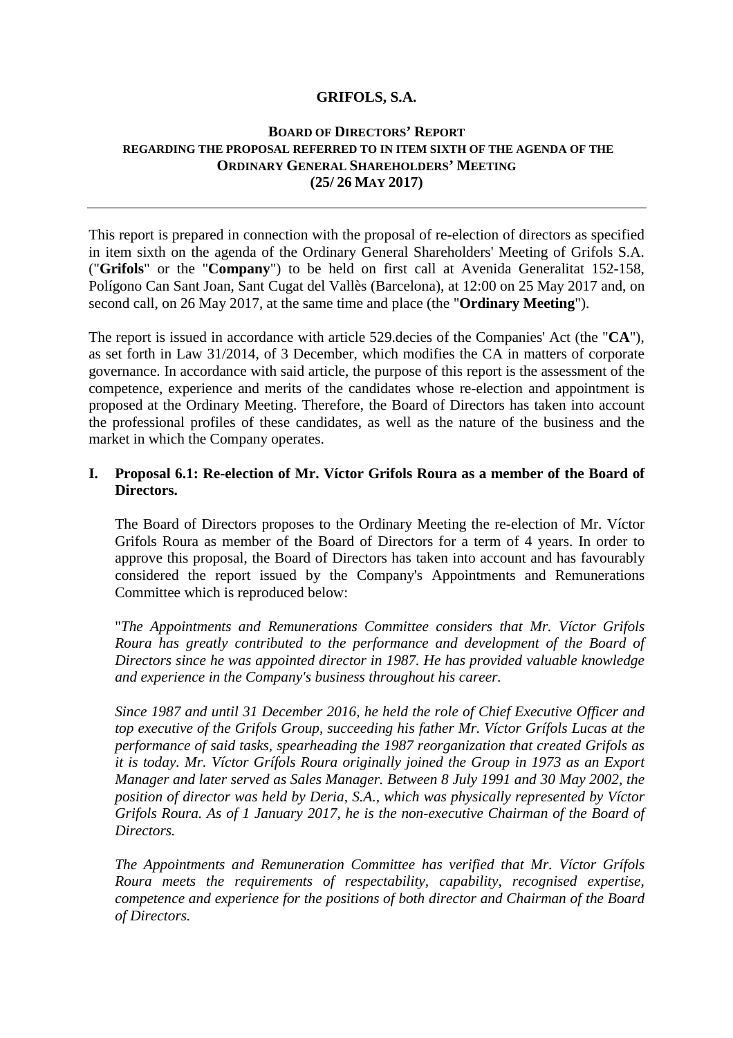**GRIFOLS, S.A.**

**BOARD OF DIRECTORS' REPORT**
**REGARDING THE PROPOSAL REFERRED TO IN ITEM SIXTH OF THE AGENDA OF THE ORDINARY GENERAL SHAREHOLDERS' MEETING**
**(25/ 26 MAY 2017)**

---

This report is prepared in connection with the proposal of re-election of directors as specified in item sixth on the agenda of the Ordinary General Shareholders' Meeting of Grifols S.A. ("**Grifols**" or the "**Company**") to be held on first call at Avenida Generalitat 152-158, Polígono Can Sant Joan, Sant Cugat del Vallès (Barcelona), at 12:00 on 25 May 2017 and, on second call, on 26 May 2017, at the same time and place (the "**Ordinary Meeting**").

The report is issued in accordance with article 529.decies of the Companies' Act (the "**CA**"), as set forth in Law 31/2014, of 3 December, which modifies the CA in matters of corporate governance. In accordance with said article, the purpose of this report is the assessment of the competence, experience and merits of the candidates whose re-election and appointment is proposed at the Ordinary Meeting. Therefore, the Board of Directors has taken into account the professional profiles of these candidates, as well as the nature of the business and the market in which the Company operates.

## I. Proposal 6.1: Re-election of Mr. Víctor Grifols Roura as a member of the Board of Directors.

The Board of Directors proposes to the Ordinary Meeting the re-election of Mr. Víctor Grifols Roura as member of the Board of Directors for a term of 4 years. In order to approve this proposal, the Board of Directors has taken into account and has favourably considered the report issued by the Company's Appointments and Remunerations Committee which is reproduced below:

"*The Appointments and Remunerations Committee considers that Mr. Víctor Grifols Roura has greatly contributed to the performance and development of the Board of Directors since he was appointed director in 1987. He has provided valuable knowledge and experience in the Company's business throughout his career.*

*Since 1987 and until 31 December 2016, he held the role of Chief Executive Officer and top executive of the Grifols Group, succeeding his father Mr. Víctor Grífols Lucas at the performance of said tasks, spearheading the 1987 reorganization that created Grifols as it is today. Mr. Víctor Grífols Roura originally joined the Group in 1973 as an Export Manager and later served as Sales Manager. Between 8 July 1991 and 30 May 2002, the position of director was held by Deria, S.A., which was physically represented by Víctor Grifols Roura. As of 1 January 2017, he is the non-executive Chairman of the Board of Directors.*

*The Appointments and Remuneration Committee has verified that Mr. Víctor Grífols Roura meets the requirements of respectability, capability, recognised expertise, competence and experience for the positions of both director and Chairman of the Board of Directors.*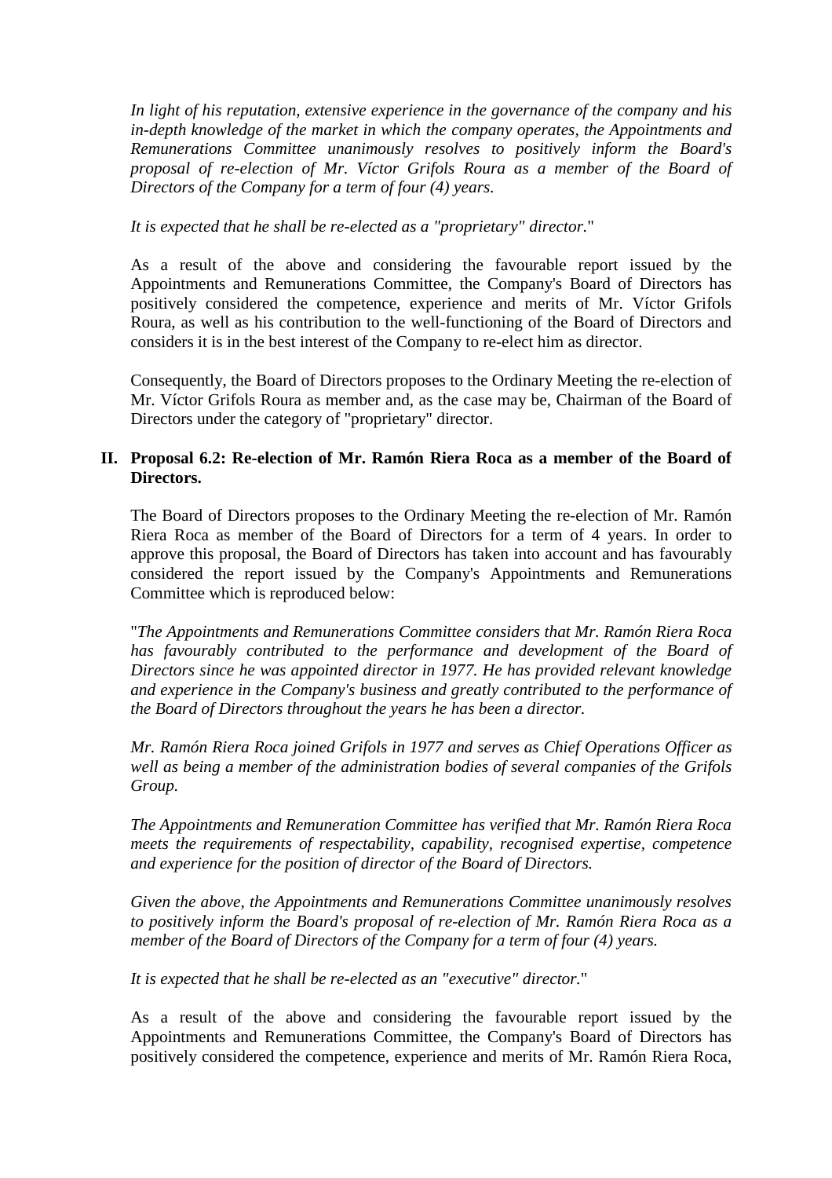*In light of his reputation, extensive experience in the governance of the company and his in-depth knowledge of the market in which the company operates, the Appointments and Remunerations Committee unanimously resolves to positively inform the Board's proposal of re-election of Mr. Víctor Grifols Roura as a member of the Board of Directors of the Company for a term of four (4) years.*

*It is expected that he shall be re-elected as a "proprietary" director.*"

As a result of the above and considering the favourable report issued by the Appointments and Remunerations Committee, the Company's Board of Directors has positively considered the competence, experience and merits of Mr. Víctor Grifols Roura, as well as his contribution to the well-functioning of the Board of Directors and considers it is in the best interest of the Company to re-elect him as director.

Consequently, the Board of Directors proposes to the Ordinary Meeting the re-election of Mr. Víctor Grifols Roura as member and, as the case may be, Chairman of the Board of Directors under the category of "proprietary" director.

**II. Proposal 6.2: Re-election of Mr. Ramón Riera Roca as a member of the Board of Directors.**

The Board of Directors proposes to the Ordinary Meeting the re-election of Mr. Ramón Riera Roca as member of the Board of Directors for a term of 4 years. In order to approve this proposal, the Board of Directors has taken into account and has favourably considered the report issued by the Company's Appointments and Remunerations Committee which is reproduced below:

"*The Appointments and Remunerations Committee considers that Mr. Ramón Riera Roca has favourably contributed to the performance and development of the Board of Directors since he was appointed director in 1977. He has provided relevant knowledge and experience in the Company's business and greatly contributed to the performance of the Board of Directors throughout the years he has been a director.*

*Mr. Ramón Riera Roca joined Grifols in 1977 and serves as Chief Operations Officer as well as being a member of the administration bodies of several companies of the Grifols Group.*

*The Appointments and Remuneration Committee has verified that Mr. Ramón Riera Roca meets the requirements of respectability, capability, recognised expertise, competence and experience for the position of director of the Board of Directors.*

*Given the above, the Appointments and Remunerations Committee unanimously resolves to positively inform the Board's proposal of re-election of Mr. Ramón Riera Roca as a member of the Board of Directors of the Company for a term of four (4) years.*

*It is expected that he shall be re-elected as an "executive" director.*"

As a result of the above and considering the favourable report issued by the Appointments and Remunerations Committee, the Company's Board of Directors has positively considered the competence, experience and merits of Mr. Ramón Riera Roca,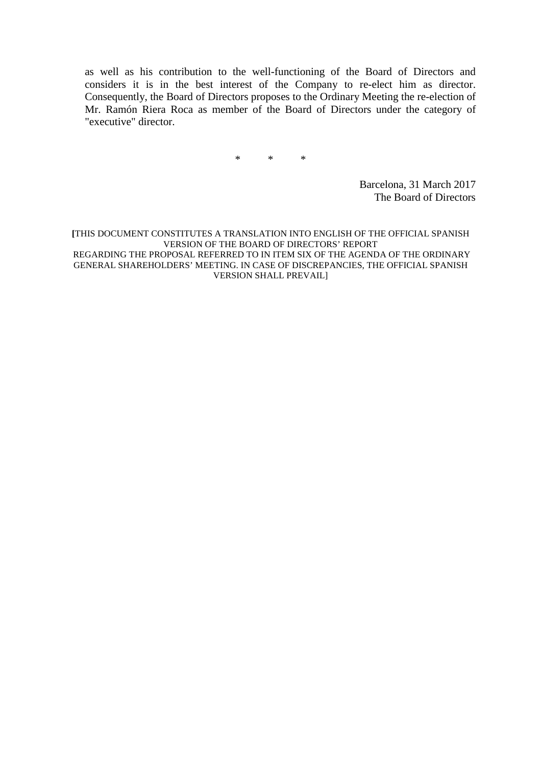as well as his contribution to the well-functioning of the Board of Directors and considers it is in the best interest of the Company to re-elect him as director. Consequently, the Board of Directors proposes to the Ordinary Meeting the re-election of Mr. Ramón Riera Roca as member of the Board of Directors under the category of "executive" director.

\*     \*     \*

Barcelona, 31 March 2017
The Board of Directors

[THIS DOCUMENT CONSTITUTES A TRANSLATION INTO ENGLISH OF THE OFFICIAL SPANISH VERSION OF THE BOARD OF DIRECTORS' REPORT REGARDING THE PROPOSAL REFERRED TO IN ITEM SIX OF THE AGENDA OF THE ORDINARY GENERAL SHAREHOLDERS' MEETING. IN CASE OF DISCREPANCIES, THE OFFICIAL SPANISH VERSION SHALL PREVAIL]